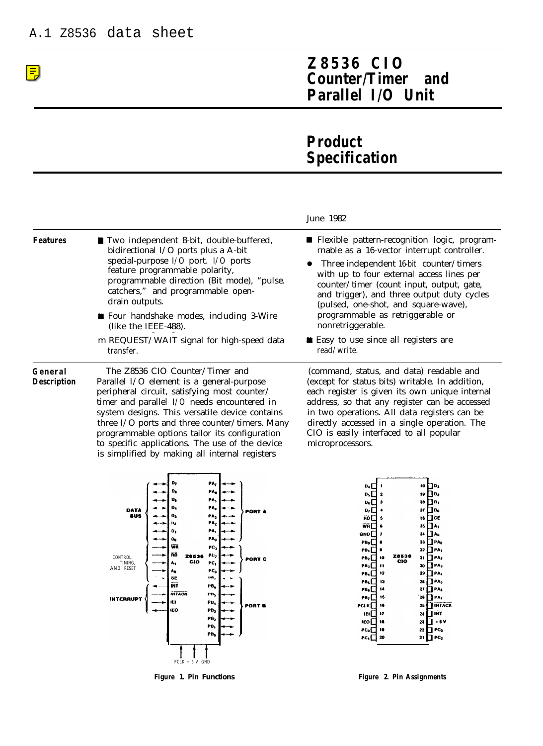# A.1 Z8536 data sheet

# Z8536 CIO Counter/Timer and Parallel I/O Unit

# Product Specification

June 1982

## Features

- Two independent 8-bit, double-buffered, bidirectional I/O ports plus a A-bit special-purpose I/O port. I/O ports feature programmable polarity, programmable direction (Bit mode), "pulse. catchers," and programmable open-drain outputs.
- Four handshake modes, including 3-Wire (like the IEEE-488).
- m REQUEST/WAIT signal for high-speed data *transfer.*
- Flexible pattern-recognition logic, programrnable as a 16-vector interrupt controller.
- Three independent 16-bit counter/timers with up to four external access lines per counter/timer (count input, output, gate, and trigger), and three output duty cycles (pulsed, one-shot, and square-wave), programmable as retriggerable or nonretriggerable.
- Easy to use since all registers are *read/write.*

## General Description

The Z8536 CIO Counter/Timer and Parallel I/O element is a general-purpose peripheral circuit, satisfying most counter/timer and parallel I/O needs encountered in system designs. This versatile device contains three I/O ports and three counter/timers. Many programmable options tailor its configuration to specific applications. The use of the device is simplified by making all internal registers (command, status, and data) readable and (except for status bits) writable. In addition, each register is given its own unique internal address, so that any register can be accessed in two operations. All data registers can be directly accessed in a single operation. The CIO is easily interfaced to all popular microprocessors.

DATA BUS
CONTROL, TIMING, AND RESET
INTERRUPT
$D_7$ $D_6$ $D_5$ $D_4$ $D_3$ $D_2$ $D_1$ $D_0$
$\overline{WR}$ $\overline{RD}$ $A_1$ $A_0$ $\overline{CE}$
$\overline{INT}$ $\overline{INTACK}$ IEI IEO
Z8536 CIO
PORT A
$PA_7$ $PA_6$ $PA_5$ $PA_4$ $PA_3$ $PA_2$ $PA_1$ $PA_0$
PORT C
$PC_3$ $PC_2$ $PC_1$ $PC_0$
PORT B
$PB_7$ $PB_6$ $PB_5$ $PB_4$ $PB_3$ $PB_2$ $PB_1$ $PB_0$
PCLK +5V GND

**Figure 1. Pin Functions**

| | | | | |
|---|---|---|---|---|
| $D_4$ | 1 | | 40 | $D_3$ |
| $D_5$ | 2 | | 39 | $D_2$ |
| $D_6$ | 3 | | 38 | $D_1$ |
| $D_7$ | 4 | | 37 | $D_0$ |
| $\overline{RD}$ | 5 | | 36 | $\overline{CE}$ |
| $\overline{WR}$ | 6 | | 35 | $A_1$ |
| GND | 7 | | 34 | $A_0$ |
| $PB_0$ | 8 | | 33 | $PA_0$ |
| $PB_1$ | 9 | | 32 | $PA_1$ |
| $PB_2$ | 10 | Z8536 CIO | 31 | $PA_2$ |
| $PB_3$ | 11 | | 30 | $PA_3$ |
| $PB_4$ | 12 | | 29 | $PA_4$ |
| $PB_5$ | 13 | | 28 | $PA_5$ |
| $PB_6$ | 14 | | 27 | $PA_6$ |
| $PB_7$ | 15 | | 26 | $PA_7$ |
| PCLK | 16 | | 25 | $\overline{INTACK}$ |
| IEI | 17 | | 24 | $\overline{INT}$ |
| IEO | 18 | | 23 | +5V |
| $PC_0$ | 19 | | 22 | $PC_3$ |
| $PC_1$ | 20 | | 21 | $PC_2$ |

**Figure 2. Pin Assignments**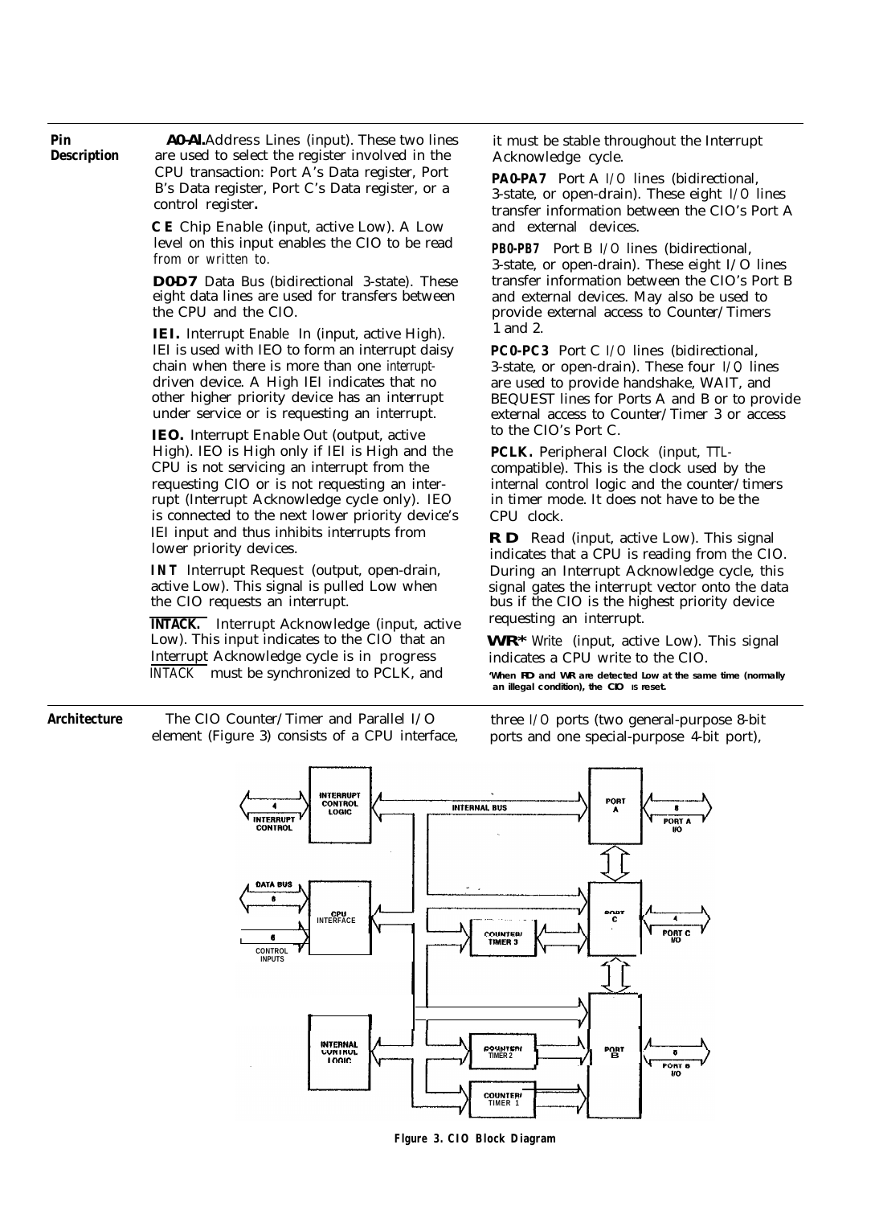## Pin Description

**A0-A1.** Address Lines (input). These two lines are used to select the register involved in the CPU transaction: Port A's Data register, Port B's Data register, Port C's Data register, or a control register**.**

**CE** Chip Enable (input, active Low). A Low level on this input enables the CIO to be read from or written to.

**D0-D7** Data Bus (bidirectional 3-state). These eight data lines are used for transfers between the CPU and the CIO.

**IEI.** Interrupt Enable In (input, active High). IEI is used with IEO to form an interrupt daisy chain when there is more than one interrupt-driven device. A High IEI indicates that no other higher priority device has an interrupt under service or is requesting an interrupt.

**IEO.** Interrupt Enable Out (output, active High). IEO is High only if IEI is High and the CPU is not servicing an interrupt from the requesting CIO or is not requesting an interrupt (Interrupt Acknowledge cycle only). IEO is connected to the next lower priority device's IEI input and thus inhibits interrupts from lower priority devices.

**INT** Interrupt Request (output, open-drain, active Low). This signal is pulled Low when the CIO requests an interrupt.

**INTACK.** Interrupt Acknowledge (input, active Low). This input indicates to the CIO that an Interrupt Acknowledge cycle is in progress INTACK must be synchronized to PCLK, and it must be stable throughout the Interrupt Acknowledge cycle.

**PA0-PA7** Port A I/O lines (bidirectional, 3-state, or open-drain). These eight I/O lines transfer information between the CIO's Port A and external devices.

**PB0-PB7** Port B I/O lines (bidirectional, 3-state, or open-drain). These eight I/O lines transfer information between the CIO's Port B and external devices. May also be used to provide external access to Counter/Timers 1 and 2.

**PC0-PC3** Port C I/O lines (bidirectional, 3-state, or open-drain). These four I/O lines are used to provide handshake, WAIT, and BEQUEST lines for Ports A and B or to provide external access to Counter/Timer 3 or access to the CIO's Port C.

**PCLK.** Peripheral Clock (input, TTL-compatible). This is the clock used by the internal control logic and the counter/timers in timer mode. It does not have to be the CPU clock.

**RD** Read (input, active Low). This signal indicates that a CPU is reading from the CIO. During an Interrupt Acknowledge cycle, this signal gates the interrupt vector onto the data bus if the CIO is the highest priority device requesting an interrupt.

**WR*** Write (input, active Low). This signal indicates a CPU write to the CIO.

*When RD and WR are detected Low at the same time (normally an illegal condition), the CIO is reset.

## Architecture

The CIO Counter/Timer and Parallel I/O element (Figure 3) consists of a CPU interface, three I/O ports (two general-purpose 8-bit ports and one special-purpose 4-bit port),

INTERRUPT CONTROL LOGIC
4
INTERRUPT CONTROL
INTERNAL BUS
PORT A
8
PORT A I/O
DATA BUS
8
CPU INTERFACE
6
CONTROL INPUTS
PORT C
4
PORT C I/O
COUNTER/ TIMER 3
INTERNAL CONTROL LOGIC
COUNTER/ TIMER 2
PORT B
8
PORT B I/O
COUNTER/ TIMER 1

Figure 3. CIO Block Diagram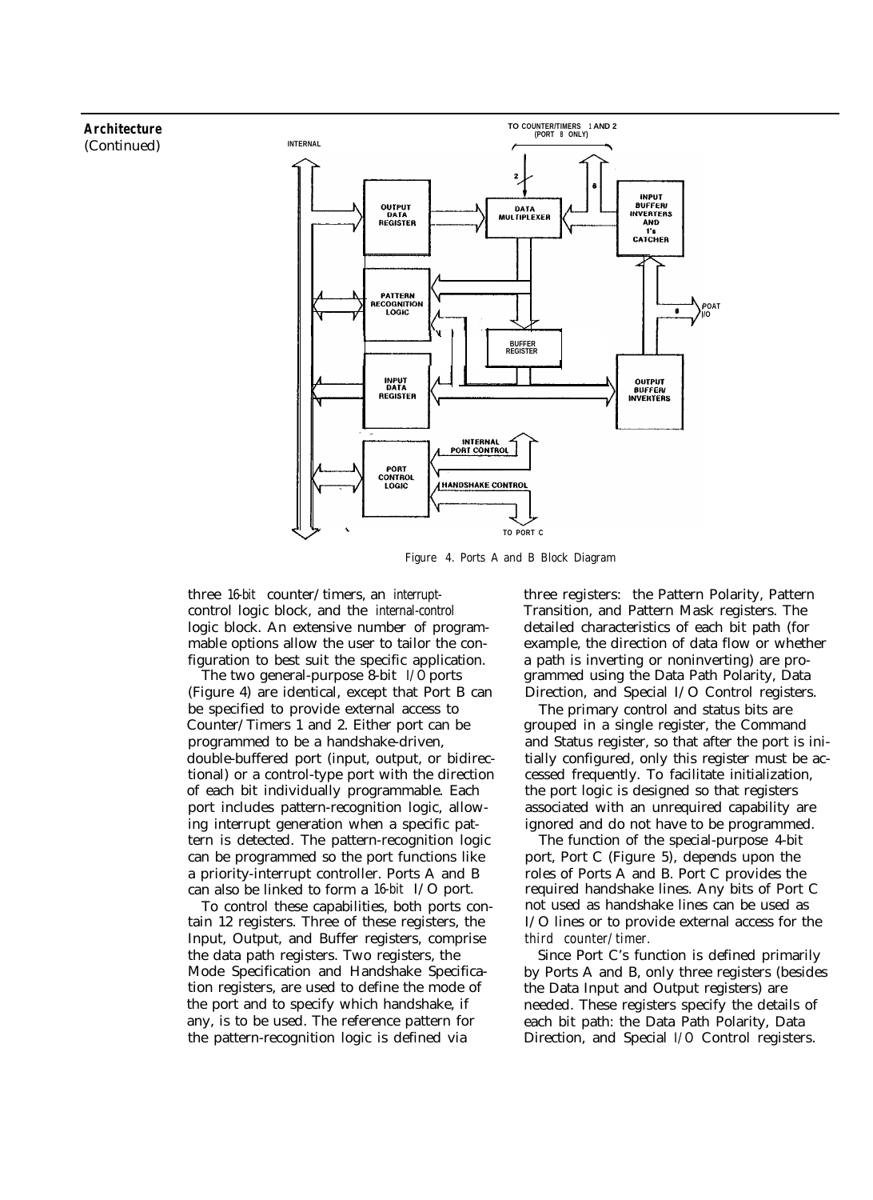**Architecture**
(Continued)

INTERNAL

TO COUNTER/TIMERS 1 AND 2
(PORT B ONLY)

2

6

OUTPUT DATA REGISTER

DATA MULTIPLEXER

INPUT BUFFER/ INVERTERS AND 1's CATCHER

PATTERN RECOGNITION LOGIC

8

POAT I/O

BUFFER REGISTER

INPUT DATA REGISTER

OUTPUT BUFFER/ INVERTERS

INTERNAL PORT CONTROL

PORT CONTROL LOGIC

HANDSHAKE CONTROL

TO PORT C

Figure 4. Ports A and B Block Diagram

three 16-bit counter/timers, an interrupt-control logic block, and the internal-control logic block. An extensive number of programmable options allow the user to tailor the configuration to best suit the specific application.

The two general-purpose 8-bit I/O ports (Figure 4) are identical, except that Port B can be specified to provide external access to Counter/Timers 1 and 2. Either port can be programmed to be a handshake-driven, double-buffered port (input, output, or bidirectional) or a control-type port with the direction of each bit individually programmable. Each port includes pattern-recognition logic, allowing interrupt generation when a specific pattern is detected. The pattern-recognition logic can be programmed so the port functions like a priority-interrupt controller. Ports A and B can also be linked to form a 16-bit I/O port.

To control these capabilities, both ports contain 12 registers. Three of these registers, the Input, Output, and Buffer registers, comprise the data path registers. Two registers, the Mode Specification and Handshake Specification registers, are used to define the mode of the port and to specify which handshake, if any, is to be used. The reference pattern for the pattern-recognition logic is defined via three registers: the Pattern Polarity, Pattern Transition, and Pattern Mask registers. The detailed characteristics of each bit path (for example, the direction of data flow or whether a path is inverting or noninverting) are programmed using the Data Path Polarity, Data Direction, and Special I/O Control registers.

The primary control and status bits are grouped in a single register, the Command and Status register, so that after the port is initially configured, only this register must be accessed frequently. To facilitate initialization, the port logic is designed so that registers associated with an unrequired capability are ignored and do not have to be programmed.

The function of the special-purpose 4-bit port, Port C (Figure 5), depends upon the roles of Ports A and B. Port C provides the required handshake lines. Any bits of Port C not used as handshake lines can be used as I/O lines or to provide external access for the third counter/timer.

Since Port C's function is defined primarily by Ports A and B, only three registers (besides the Data Input and Output registers) are needed. These registers specify the details of each bit path: the Data Path Polarity, Data Direction, and Special I/O Control registers.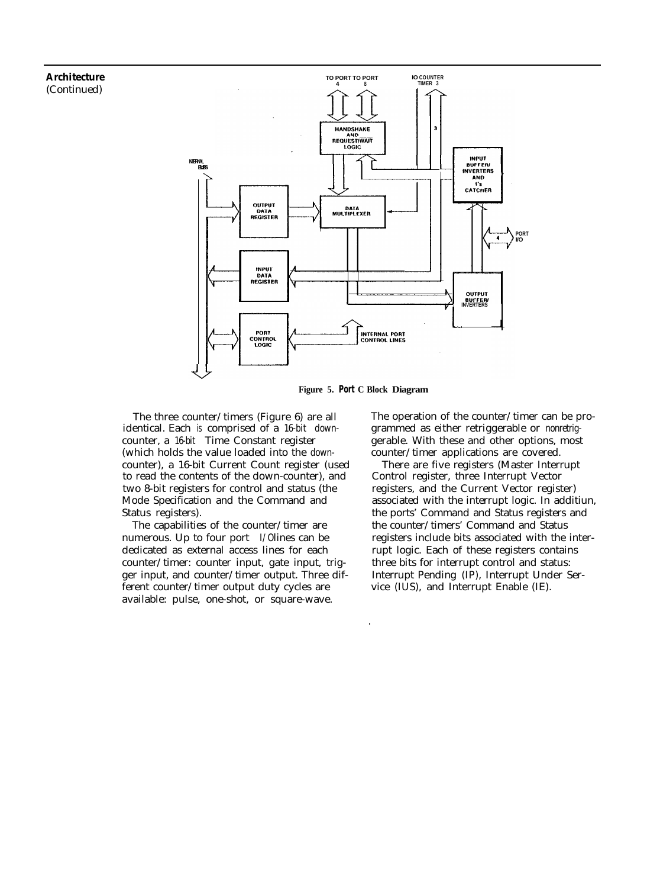**Architecture**
(Continued)

TO PORT 4
TO PORT B
IO COUNTER TIMER 3
HANDSHAKE AND REQUEST/WAIT LOGIC
3
INTERNAL BUS
INPUT BUFFER/ INVERTERS AND 1's CATCHER
OUTPUT DATA REGISTER
DATA MULTIPLEXER
PORT I/O
4
INPUT DATA REGISTER
OUTPUT BUFFER/ INVERTERS
PORT CONTROL LOGIC
INTERNAL PORT CONTROL LINES

**Figure 5. Port C Block Diagram**

The three counter/timers (Figure 6) are all identical. Each is comprised of a 16-bit down-counter, a 16-bit Time Constant register (which holds the value loaded into the down-counter), a 16-bit Current Count register (used to read the contents of the down-counter), and two 8-bit registers for control and status (the Mode Specification and the Command and Status registers).

The capabilities of the counter/timer are numerous. Up to four port I/O lines can be dedicated as external access lines for each counter/timer: counter input, gate input, trigger input, and counter/timer output. Three different counter/timer output duty cycles are available: pulse, one-shot, or square-wave. The operation of the counter/timer can be programmed as either retriggerable or nonretriggerable. With these and other options, most counter/timer applications are covered.

There are five registers (Master Interrupt Control register, three Interrupt Vector registers, and the Current Vector register) associated with the interrupt logic. In additiun, the ports' Command and Status registers and the counter/timers' Command and Status registers include bits associated with the interrupt logic. Each of these registers contains three bits for interrupt control and status: Interrupt Pending (IP), Interrupt Under Service (IUS), and Interrupt Enable (IE).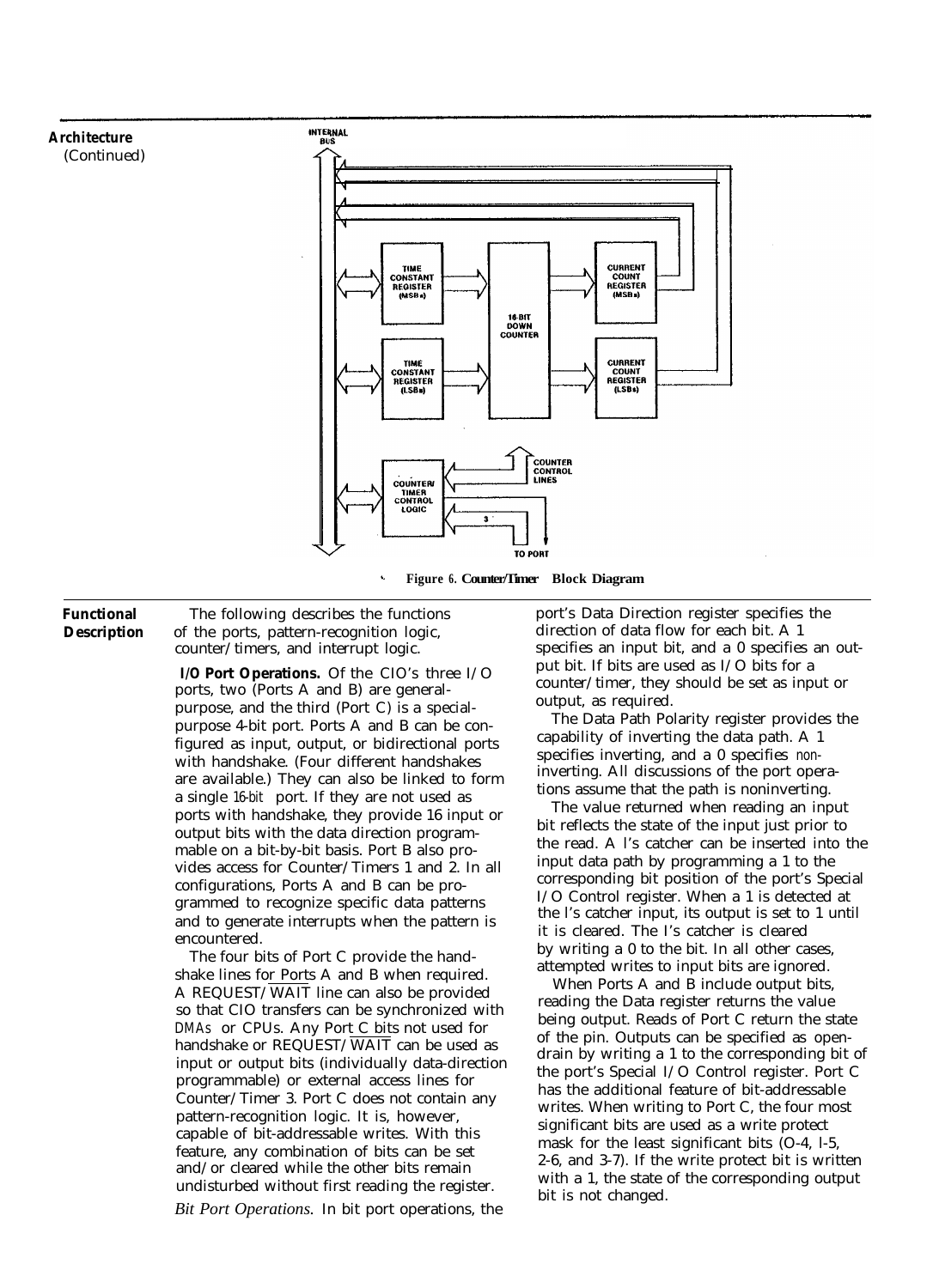## Architecture (Continued)

INTERNAL BUS

TIME CONSTANT REGISTER (MSBs)

TIME CONSTANT REGISTER (LSBs)

16-BIT DOWN COUNTER

CURRENT COUNT REGISTER (MSBs)

CURRENT COUNT REGISTER (LSBs)

COUNTER/TIMER CONTROL LOGIC

COUNTER CONTROL LINES

3

TO PORT

**Figure 6. Counter/Timer Block Diagram**

## Functional Description

The following describes the functions of the ports, pattern-recognition logic, counter/timers, and interrupt logic.

**I/O Port Operations.** Of the CIO's three I/O ports, two (Ports A and B) are general-purpose, and the third (Port C) is a special-purpose 4-bit port. Ports A and B can be configured as input, output, or bidirectional ports with handshake. (Four different handshakes are available.) They can also be linked to form a single 16-bit port. If they are not used as ports with handshake, they provide 16 input or output bits with the data direction programmable on a bit-by-bit basis. Port B also provides access for Counter/Timers 1 and 2. In all configurations, Ports A and B can be programmed to recognize specific data patterns and to generate interrupts when the pattern is encountered.

The four bits of Port C provide the handshake lines for Ports A and B when required. A REQUEST/$\overline{\text{WAIT}}$ line can also be provided so that CIO transfers can be synchronized with DMAs or CPUs. Any Port C bits not used for handshake or REQUEST/$\overline{\text{WAIT}}$ can be used as input or output bits (individually data-direction programmable) or external access lines for Counter/Timer 3. Port C does not contain any pattern-recognition logic. It is, however, capable of bit-addressable writes. With this feature, any combination of bits can be set and/or cleared while the other bits remain undisturbed without first reading the register.

*Bit Port Operations.* In bit port operations, the port's Data Direction register specifies the direction of data flow for each bit. A 1 specifies an input bit, and a 0 specifies an output bit. If bits are used as I/O bits for a counter/timer, they should be set as input or output, as required.

The Data Path Polarity register provides the capability of inverting the data path. A 1 specifies inverting, and a 0 specifies noninverting. All discussions of the port operations assume that the path is noninverting.

The value returned when reading an input bit reflects the state of the input just prior to the read. A l's catcher can be inserted into the input data path by programming a 1 to the corresponding bit position of the port's Special I/O Control register. When a 1 is detected at the l's catcher input, its output is set to 1 until it is cleared. The l's catcher is cleared by writing a 0 to the bit. In all other cases, attempted writes to input bits are ignored.

When Ports A and B include output bits, reading the Data register returns the value being output. Reads of Port C return the state of the pin. Outputs can be specified as open-drain by writing a 1 to the corresponding bit of the port's Special I/O Control register. Port C has the additional feature of bit-addressable writes. When writing to Port C, the four most significant bits are used as a write protect mask for the least significant bits (0-4, 1-5, 2-6, and 3-7). If the write protect bit is written with a 1, the state of the corresponding output bit is not changed.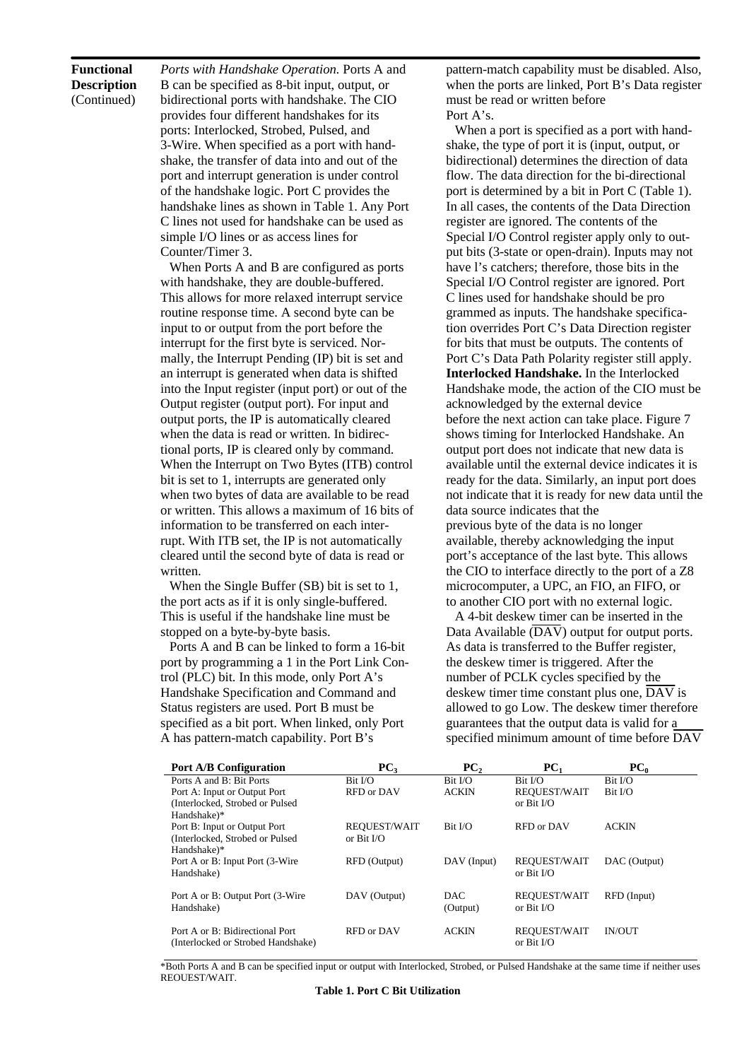**Functional Description** (Continued)

*Ports with Handshake Operation.* Ports A and B can be specified as 8-bit input, output, or bidirectional ports with handshake. The CIO provides four different handshakes for its ports: Interlocked, Strobed, Pulsed, and 3-Wire. When specified as a port with handshake, the transfer of data into and out of the port and interrupt generation is under control of the handshake logic. Port C provides the handshake lines as shown in Table 1. Any Port C lines not used for handshake can be used as simple I/O lines or as access lines for Counter/Timer 3.

When Ports A and B are configured as ports with handshake, they are double-buffered. This allows for more relaxed interrupt service routine response time. A second byte can be input to or output from the port before the interrupt for the first byte is serviced. Normally, the Interrupt Pending (IP) bit is set and an interrupt is generated when data is shifted into the Input register (input port) or out of the Output register (output port). For input and output ports, the IP is automatically cleared when the data is read or written. In bidirectional ports, IP is cleared only by command. When the Interrupt on Two Bytes (ITB) control bit is set to 1, interrupts are generated only when two bytes of data are available to be read or written. This allows a maximum of 16 bits of information to be transferred on each interrupt. With ITB set, the IP is not automatically cleared until the second byte of data is read or written.

When the Single Buffer (SB) bit is set to 1, the port acts as if it is only single-buffered. This is useful if the handshake line must be stopped on a byte-by-byte basis.

Ports A and B can be linked to form a 16-bit port by programming a 1 in the Port Link Control (PLC) bit. In this mode, only Port A's Handshake Specification and Command and Status registers are used. Port B must be specified as a bit port. When linked, only Port A has pattern-match capability. Port B's pattern-match capability must be disabled. Also, when the ports are linked, Port B's Data register must be read or written before Port A's.

When a port is specified as a port with handshake, the type of port it is (input, output, or bidirectional) determines the direction of data flow. The data direction for the bi-directional port is determined by a bit in Port C (Table 1). In all cases, the contents of the Data Direction register are ignored. The contents of the Special I/O Control register apply only to output bits (3-state or open-drain). Inputs may not have l's catchers; therefore, those bits in the Special I/O Control register are ignored. Port C lines used for handshake should be programmed as inputs. The handshake specification overrides Port C's Data Direction register for bits that must be outputs. The contents of Port C's Data Path Polarity register still apply.

**Interlocked Handshake.** In the Interlocked Handshake mode, the action of the CIO must be acknowledged by the external device before the next action can take place. Figure 7 shows timing for Interlocked Handshake. An output port does not indicate that new data is available until the external device indicates it is ready for the data. Similarly, an input port does not indicate that it is ready for new data until the data source indicates that the previous byte of the data is no longer available, thereby acknowledging the input port's acceptance of the last byte. This allows the CIO to interface directly to the port of a Z8 microcomputer, a UPC, an FIO, an FIFO, or to another CIO port with no external logic.

A 4-bit deskew timer can be inserted in the Data Available ($\overline{DAV}$) output for output ports. As data is transferred to the Buffer register, the deskew timer is triggered. After the number of PCLK cycles specified by the deskew timer time constant plus one, $\overline{DAV}$ is allowed to go Low. The deskew timer therefore guarantees that the output data is valid for a specified minimum amount of time before $\overline{DAV}$

| Port A/B Configuration | $PC_3$ | $PC_2$ | $PC_1$ | $PC_0$ |
|---|---|---|---|---|
| Ports A and B: Bit Ports | Bit I/O | Bit I/O | Bit I/O | Bit I/O |
| Port A: Input or Output Port (Interlocked, Strobed or Pulsed Handshake)* | RFD or DAV | ACKIN | REQUEST/WAIT or Bit I/O | Bit I/O |
| Port B: Input or Output Port (Interlocked, Strobed or Pulsed Handshake)* | REQUEST/WAIT or Bit I/O | Bit I/O | RFD or DAV | ACKIN |
| Port A or B: Input Port (3-Wire Handshake) | RFD (Output) | DAV (Input) | REQUEST/WAIT or Bit I/O | DAC (Output) |
| Port A or B: Output Port (3-Wire Handshake) | DAV (Output) | DAC (Output) | REQUEST/WAIT or Bit I/O | RFD (Input) |
| Port A or B: Bidirectional Port (Interlocked or Strobed Handshake) | RFD or DAV | ACKIN | REQUEST/WAIT or Bit I/O | IN/OUT |

*Both Ports A and B can be specified input or output with Interlocked, Strobed, or Pulsed Handshake at the same time if neither uses REOUEST/WAIT.

**Table 1. Port C Bit Utilization**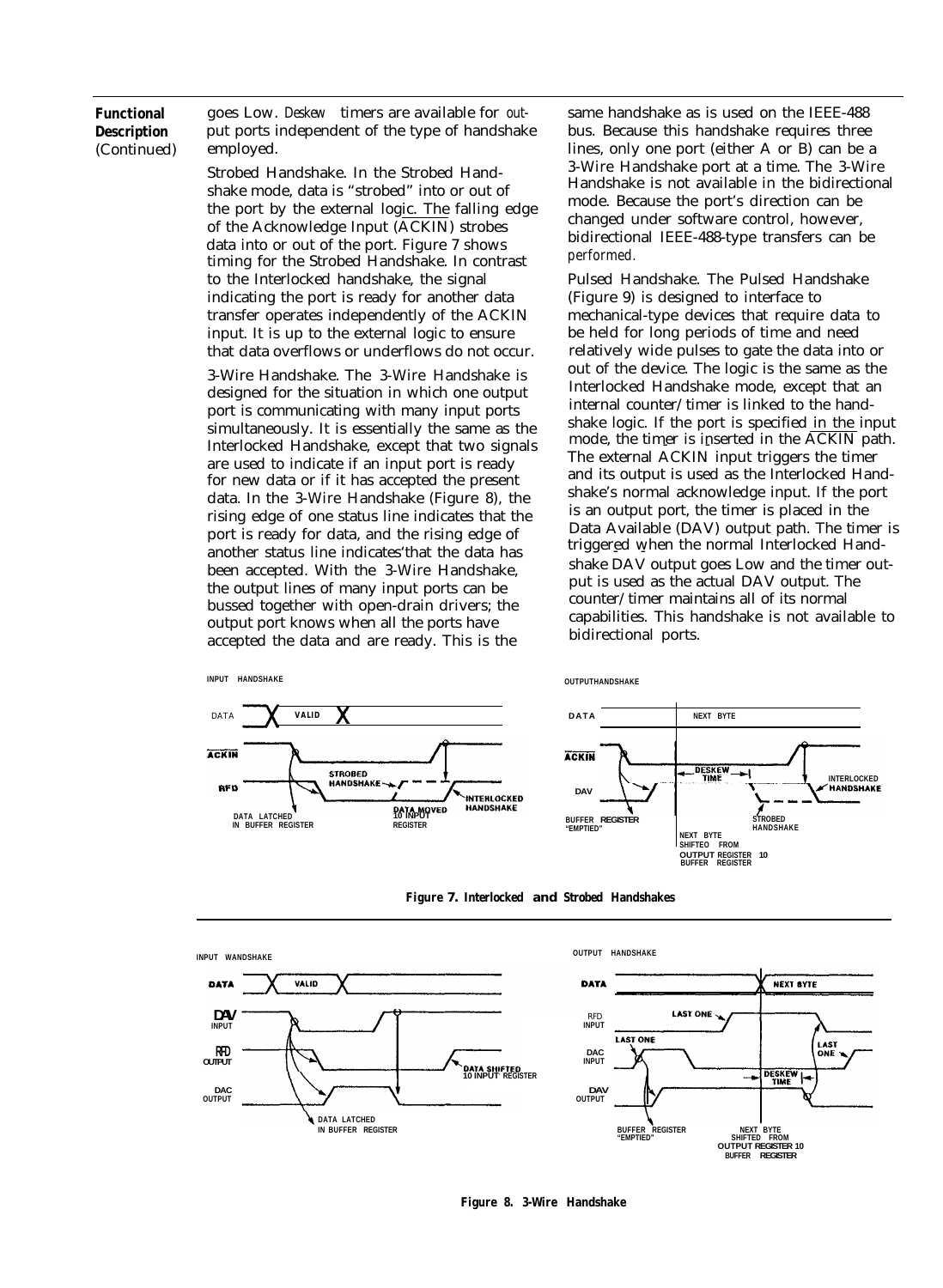**Functional Description** (Continued)

goes Low. *Deskew* timers are available for *out*put ports independent of the type of handshake employed.

Strobed Handshake. In the Strobed Handshake mode, data is "strobed" into or out of the port by the external logic. The falling edge of the Acknowledge Input (ACKIN) strobes data into or out of the port. Figure 7 shows timing for the Strobed Handshake. In contrast to the Interlocked handshake, the signal indicating the port is ready for another data transfer operates independently of the ACKIN input. It is up to the external logic to ensure that data overflows or underflows do not occur.

3-Wire Handshake. The 3-Wire Handshake is designed for the situation in which one output port is communicating with many input ports simultaneously. It is essentially the same as the Interlocked Handshake, except that two signals are used to indicate if an input port is ready for new data or if it has accepted the present data. In the 3-Wire Handshake (Figure 8), the rising edge of one status line indicates that the port is ready for data, and the rising edge of another status line indicates'that the data has been accepted. With the 3-Wire Handshake, the output lines of many input ports can be bussed together with open-drain drivers; the output port knows when all the ports have accepted the data and are ready. This is the same handshake as is used on the IEEE-488 bus. Because this handshake requires three lines, only one port (either A or B) can be a 3-Wire Handshake port at a time. The 3-Wire Handshake is not available in the bidirectional mode. Because the port's direction can be changed under software control, however, bidirectional IEEE-488-type transfers can be *performed.*

Pulsed Handshake. The Pulsed Handshake (Figure 9) is designed to interface to mechanical-type devices that require data to be held for long periods of time and need relatively wide pulses to gate the data into or out of the device. The logic is the same as the Interlocked Handshake mode, except that an internal counter/timer is linked to the handshake logic. If the port is specified in the input mode, the timer is inserted in the ACKIN path. The external ACKIN input triggers the timer and its output is used as the Interlocked Handshake's normal acknowledge input. If the port is an output port, the timer is placed in the Data Available (DAV) output path. The timer is triggered when the normal Interlocked Handshake DAV output goes Low and the timer output is used as the actual DAV output. The counter/timer maintains all of its normal capabilities. This handshake is not available to bidirectional ports.

INPUT HANDSHAKE
DATA
VALID
ACKIN
RFD
STROBED HANDSHAKE
INTERLOCKED HANDSHAKE
DATA LATCHED IN BUFFER REGISTER
DATA MOVED 10 INPUT REGISTER

OUTPUTHANDSHAKE
DATA
NEXT BYTE
ACKIN
DAV
DESKEW TIME
INTERLOCKED HANDSHAKE
STROBED HANDSHAKE
BUFFER REGISTER "EMPTIED"
NEXT BYTE SHIFTEO FROM OUTPUT REGISTER 10 BUFFER REGISTER

**Figure 7. Interlocked and Strobed Handshakes**

INPUT WANDSHAKE
DATA
VALID
DAV INPUT
RFD OUTPUT
DAC OUTPUT
DATA SHIFTED 10 INPUT REGISTER
DATA LATCHED IN BUFFER REGISTER

OUTPUT HANDSHAKE
DATA
NEXT BYTE
RFD INPUT
LAST ONE
DAC INPUT
LAST ONE
LAST ONE
DESKEW TIME
DAV OUTPUT
BUFFER REGISTER "EMPTIED"
NEXT BYTE SHIFTED FROM OUTPUT REGISTER 10 BUFFER REGISTER

**Figure 8. 3-Wire Handshake**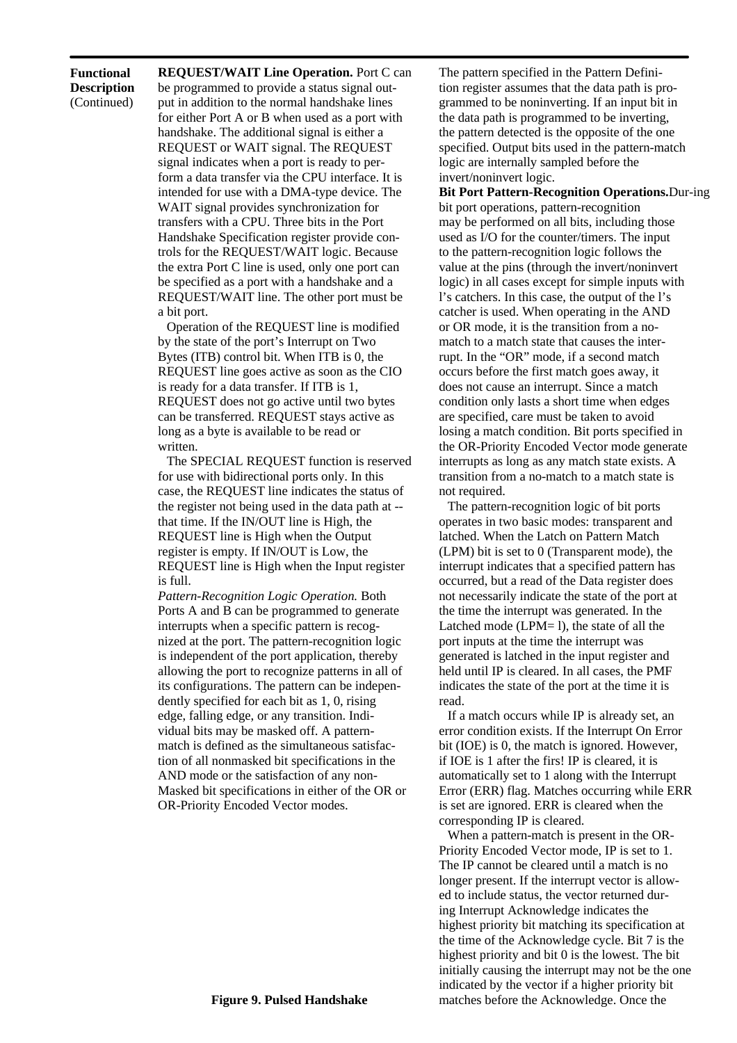**Functional Description** (Continued)

**REQUEST/WAIT Line Operation.** Port C can be programmed to provide a status signal output in addition to the normal handshake lines for either Port A or B when used as a port with handshake. The additional signal is either a REQUEST or WAIT signal. The REQUEST signal indicates when a port is ready to perform a data transfer via the CPU interface. It is intended for use with a DMA-type device. The WAIT signal provides synchronization for transfers with a CPU. Three bits in the Port Handshake Specification register provide controls for the REQUEST/WAIT logic. Because the extra Port C line is used, only one port can be specified as a port with a handshake and a REQUEST/WAIT line. The other port must be a bit port.

Operation of the REQUEST line is modified by the state of the port's Interrupt on Two Bytes (ITB) control bit. When ITB is 0, the REQUEST line goes active as soon as the CIO is ready for a data transfer. If ITB is 1, REQUEST does not go active until two bytes can be transferred. REQUEST stays active as long as a byte is available to be read or written.

The SPECIAL REQUEST function is reserved for use with bidirectional ports only. In this case, the REQUEST line indicates the status of the register not being used in the data path at -- that time. If the IN/OUT line is High, the REQUEST line is High when the Output register is empty. If IN/OUT is Low, the REQUEST line is High when the Input register is full.

*Pattern-Recognition Logic Operation.* Both Ports A and B can be programmed to generate interrupts when a specific pattern is recognized at the port. The pattern-recognition logic is independent of the port application, thereby allowing the port to recognize patterns in all of its configurations. The pattern can be independently specified for each bit as 1, 0, rising edge, falling edge, or any transition. Individual bits may be masked off. A pattern-match is defined as the simultaneous satisfaction of all nonmasked bit specifications in the AND mode or the satisfaction of any non-Masked bit specifications in either of the OR or OR-Priority Encoded Vector modes.

**Figure 9. Pulsed Handshake**

The pattern specified in the Pattern Definition register assumes that the data path is programmed to be noninverting. If an input bit in the data path is programmed to be inverting, the pattern detected is the opposite of the one specified. Output bits used in the pattern-match logic are internally sampled before the invert/noninvert logic.

**Bit Port Pattern-Recognition Operations.** During bit port operations, pattern-recognition may be performed on all bits, including those used as I/O for the counter/timers. The input to the pattern-recognition logic follows the value at the pins (through the invert/noninvert logic) in all cases except for simple inputs with l's catchers. In this case, the output of the l's catcher is used. When operating in the AND or OR mode, it is the transition from a no-match to a match state that causes the interrupt. In the "OR" mode, if a second match occurs before the first match goes away, it does not cause an interrupt. Since a match condition only lasts a short time when edges are specified, care must be taken to avoid losing a match condition. Bit ports specified in the OR-Priority Encoded Vector mode generate interrupts as long as any match state exists. A transition from a no-match to a match state is not required.

The pattern-recognition logic of bit ports operates in two basic modes: transparent and latched. When the Latch on Pattern Match (LPM) bit is set to 0 (Transparent mode), the interrupt indicates that a specified pattern has occurred, but a read of the Data register does not necessarily indicate the state of the port at the time the interrupt was generated. In the Latched mode (LPM= l), the state of all the port inputs at the time the interrupt was generated is latched in the input register and held until IP is cleared. In all cases, the PMF indicates the state of the port at the time it is read.

If a match occurs while IP is already set, an error condition exists. If the Interrupt On Error bit (IOE) is 0, the match is ignored. However, if IOE is 1 after the firs! IP is cleared, it is automatically set to 1 along with the Interrupt Error (ERR) flag. Matches occurring while ERR is set are ignored. ERR is cleared when the corresponding IP is cleared.

When a pattern-match is present in the OR-Priority Encoded Vector mode, IP is set to 1. The IP cannot be cleared until a match is no longer present. If the interrupt vector is allowed to include status, the vector returned during Interrupt Acknowledge indicates the highest priority bit matching its specification at the time of the Acknowledge cycle. Bit 7 is the highest priority and bit 0 is the lowest. The bit initially causing the interrupt may not be the one indicated by the vector if a higher priority bit matches before the Acknowledge. Once the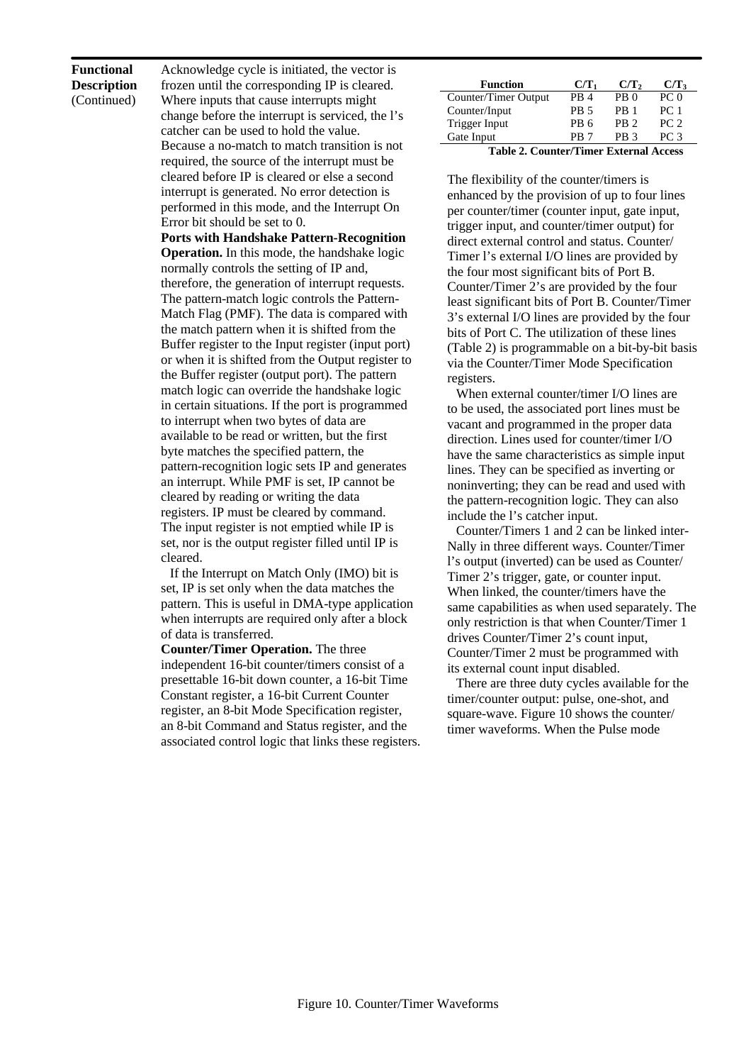**Functional Description** (Continued)

Acknowledge cycle is initiated, the vector is frozen until the corresponding IP is cleared. Where inputs that cause interrupts might change before the interrupt is serviced, the l's catcher can be used to hold the value. Because a no-match to match transition is not required, the source of the interrupt must be cleared before IP is cleared or else a second interrupt is generated. No error detection is performed in this mode, and the Interrupt On Error bit should be set to 0.

**Ports with Handshake Pattern-Recognition Operation.** In this mode, the handshake logic normally controls the setting of IP and, therefore, the generation of interrupt requests. The pattern-match logic controls the Pattern-Match Flag (PMF). The data is compared with the match pattern when it is shifted from the Buffer register to the Input register (input port) or when it is shifted from the Output register to the Buffer register (output port). The pattern match logic can override the handshake logic in certain situations. If the port is programmed to interrupt when two bytes of data are available to be read or written, but the first byte matches the specified pattern, the pattern-recognition logic sets IP and generates an interrupt. While PMF is set, IP cannot be cleared by reading or writing the data registers. IP must be cleared by command. The input register is not emptied while IP is set, nor is the output register filled until IP is cleared.

If the Interrupt on Match Only (IMO) bit is set, IP is set only when the data matches the pattern. This is useful in DMA-type application when interrupts are required only after a block of data is transferred.

**Counter/Timer Operation.** The three independent 16-bit counter/timers consist of a presettable 16-bit down counter, a 16-bit Time Constant register, a 16-bit Current Counter register, an 8-bit Mode Specification register, an 8-bit Command and Status register, and the associated control logic that links these registers.

| Function | $C/T_1$ | $C/T_2$ | $C/T_3$ |
|---|---|---|---|
| Counter/Timer Output | PB 4 | PB 0 | PC 0 |
| Counter/Input | PB 5 | PB 1 | PC 1 |
| Trigger Input | PB 6 | PB 2 | PC 2 |
| Gate Input | PB 7 | PB 3 | PC 3 |

**Table 2. Counter/Timer External Access**

The flexibility of the counter/timers is enhanced by the provision of up to four lines per counter/timer (counter input, gate input, trigger input, and counter/timer output) for direct external control and status. Counter/Timer l's external I/O lines are provided by the four most significant bits of Port B. Counter/Timer 2's are provided by the four least significant bits of Port B. Counter/Timer 3's external I/O lines are provided by the four bits of Port C. The utilization of these lines (Table 2) is programmable on a bit-by-bit basis via the Counter/Timer Mode Specification registers.

When external counter/timer I/O lines are to be used, the associated port lines must be vacant and programmed in the proper data direction. Lines used for counter/timer I/O have the same characteristics as simple input lines. They can be specified as inverting or noninverting; they can be read and used with the pattern-recognition logic. They can also include the l's catcher input.

Counter/Timers 1 and 2 can be linked inter-Nally in three different ways. Counter/Timer l's output (inverted) can be used as Counter/Timer 2's trigger, gate, or counter input. When linked, the counter/timers have the same capabilities as when used separately. The only restriction is that when Counter/Timer 1 drives Counter/Timer 2's count input, Counter/Timer 2 must be programmed with its external count input disabled.

There are three duty cycles available for the timer/counter output: pulse, one-shot, and square-wave. Figure 10 shows the counter/timer waveforms. When the Pulse mode

Figure 10. Counter/Timer Waveforms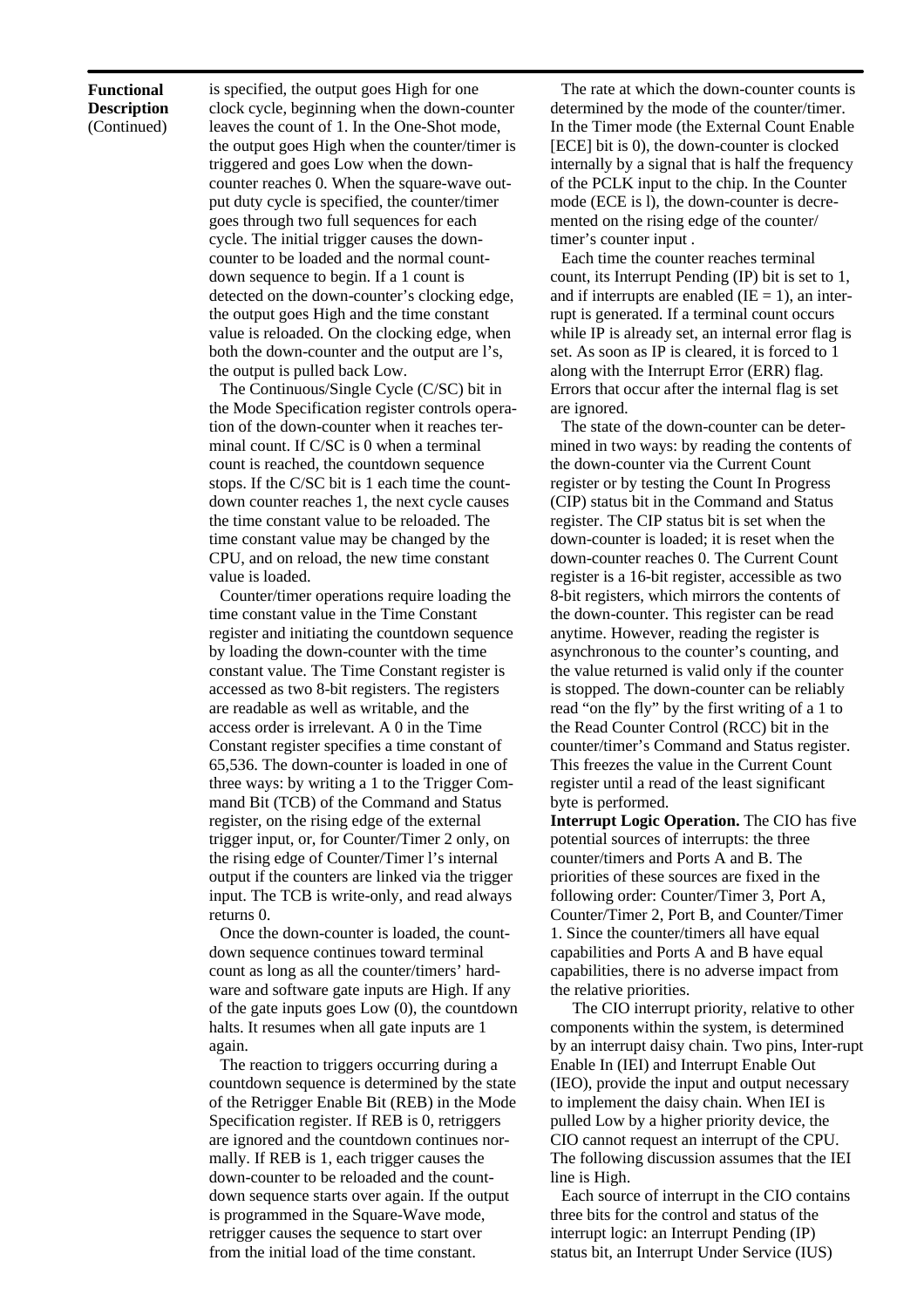**Functional Description** (Continued)

is specified, the output goes High for one clock cycle, beginning when the down-counter leaves the count of 1. In the One-Shot mode, the output goes High when the counter/timer is triggered and goes Low when the down-counter reaches 0. When the square-wave output duty cycle is specified, the counter/timer goes through two full sequences for each cycle. The initial trigger causes the down-counter to be loaded and the normal countdown sequence to begin. If a 1 count is detected on the down-counter's clocking edge, the output goes High and the time constant value is reloaded. On the clocking edge, when both the down-counter and the output are l's, the output is pulled back Low.

The Continuous/Single Cycle (C/SC) bit in the Mode Specification register controls operation of the down-counter when it reaches terminal count. If C/SC is 0 when a terminal count is reached, the countdown sequence stops. If the C/SC bit is 1 each time the countdown counter reaches 1, the next cycle causes the time constant value to be reloaded. The time constant value may be changed by the CPU, and on reload, the new time constant value is loaded.

Counter/timer operations require loading the time constant value in the Time Constant register and initiating the countdown sequence by loading the down-counter with the time constant value. The Time Constant register is accessed as two 8-bit registers. The registers are readable as well as writable, and the access order is irrelevant. A 0 in the Time Constant register specifies a time constant of 65,536. The down-counter is loaded in one of three ways: by writing a 1 to the Trigger Command Bit (TCB) of the Command and Status register, on the rising edge of the external trigger input, or, for Counter/Timer 2 only, on the rising edge of Counter/Timer l's internal output if the counters are linked via the trigger input. The TCB is write-only, and read always returns 0.

Once the down-counter is loaded, the countdown sequence continues toward terminal count as long as all the counter/timers' hardware and software gate inputs are High. If any of the gate inputs goes Low (0), the countdown halts. It resumes when all gate inputs are 1 again.

The reaction to triggers occurring during a countdown sequence is determined by the state of the Retrigger Enable Bit (REB) in the Mode Specification register. If REB is 0, retriggers are ignored and the countdown continues normally. If REB is 1, each trigger causes the down-counter to be reloaded and the countdown sequence starts over again. If the output is programmed in the Square-Wave mode, retrigger causes the sequence to start over from the initial load of the time constant.

The rate at which the down-counter counts is determined by the mode of the counter/timer. In the Timer mode (the External Count Enable [ECE] bit is 0), the down-counter is clocked internally by a signal that is half the frequency of the PCLK input to the chip. In the Counter mode (ECE is l), the down-counter is decremented on the rising edge of the counter/timer's counter input .

Each time the counter reaches terminal count, its Interrupt Pending (IP) bit is set to 1, and if interrupts are enabled (IE = 1), an interrupt is generated. If a terminal count occurs while IP is already set, an internal error flag is set. As soon as IP is cleared, it is forced to 1 along with the Interrupt Error (ERR) flag. Errors that occur after the internal flag is set are ignored.

The state of the down-counter can be determined in two ways: by reading the contents of the down-counter via the Current Count register or by testing the Count In Progress (CIP) status bit in the Command and Status register. The CIP status bit is set when the down-counter is loaded; it is reset when the down-counter reaches 0. The Current Count register is a 16-bit register, accessible as two 8-bit registers, which mirrors the contents of the down-counter. This register can be read anytime. However, reading the register is asynchronous to the counter's counting, and the value returned is valid only if the counter is stopped. The down-counter can be reliably read "on the fly" by the first writing of a 1 to the Read Counter Control (RCC) bit in the counter/timer's Command and Status register. This freezes the value in the Current Count register until a read of the least significant byte is performed.

**Interrupt Logic Operation.** The CIO has five potential sources of interrupts: the three counter/timers and Ports A and B. The priorities of these sources are fixed in the following order: Counter/Timer 3, Port A, Counter/Timer 2, Port B, and Counter/Timer 1. Since the counter/timers all have equal capabilities and Ports A and B have equal capabilities, there is no adverse impact from the relative priorities.

The CIO interrupt priority, relative to other components within the system, is determined by an interrupt daisy chain. Two pins, Inter-rupt Enable In (IEI) and Interrupt Enable Out (IEO), provide the input and output necessary to implement the daisy chain. When IEI is pulled Low by a higher priority device, the CIO cannot request an interrupt of the CPU. The following discussion assumes that the IEI line is High.

Each source of interrupt in the CIO contains three bits for the control and status of the interrupt logic: an Interrupt Pending (IP) status bit, an Interrupt Under Service (IUS)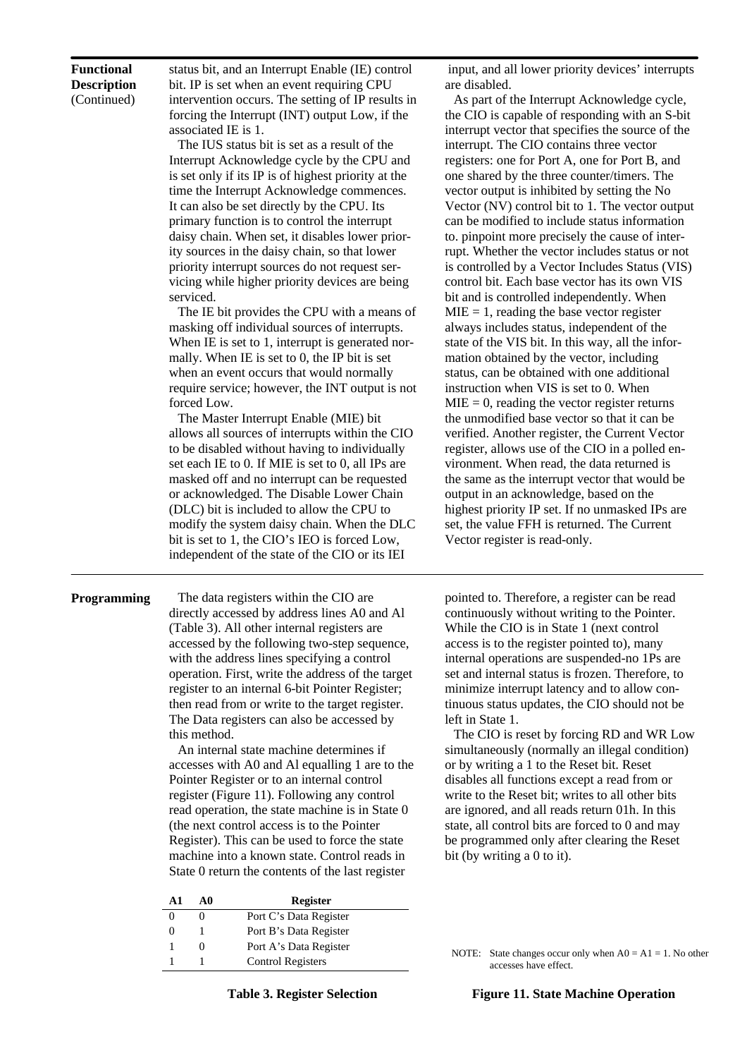**Functional Description** (Continued)

status bit, and an Interrupt Enable (IE) control bit. IP is set when an event requiring CPU intervention occurs. The setting of IP results in forcing the Interrupt (INT) output Low, if the associated IE is 1.

The IUS status bit is set as a result of the Interrupt Acknowledge cycle by the CPU and is set only if its IP is of highest priority at the time the Interrupt Acknowledge commences. It can also be set directly by the CPU. Its primary function is to control the interrupt daisy chain. When set, it disables lower priority sources in the daisy chain, so that lower priority interrupt sources do not request servicing while higher priority devices are being serviced.

The IE bit provides the CPU with a means of masking off individual sources of interrupts. When IE is set to 1, interrupt is generated normally. When IE is set to 0, the IP bit is set when an event occurs that would normally require service; however, the INT output is not forced Low.

The Master Interrupt Enable (MIE) bit allows all sources of interrupts within the CIO to be disabled without having to individually set each IE to 0. If MIE is set to 0, all IPs are masked off and no interrupt can be requested or acknowledged. The Disable Lower Chain (DLC) bit is included to allow the CPU to modify the system daisy chain. When the DLC bit is set to 1, the CIO's IEO is forced Low, independent of the state of the CIO or its IEI input, and all lower priority devices' interrupts are disabled.

As part of the Interrupt Acknowledge cycle, the CIO is capable of responding with an S-bit interrupt vector that specifies the source of the interrupt. The CIO contains three vector registers: one for Port A, one for Port B, and one shared by the three counter/timers. The vector output is inhibited by setting the No Vector (NV) control bit to 1. The vector output can be modified to include status information to. pinpoint more precisely the cause of interrupt. Whether the vector includes status or not is controlled by a Vector Includes Status (VIS) control bit. Each base vector has its own VIS bit and is controlled independently. When MIE = 1, reading the base vector register always includes status, independent of the state of the VIS bit. In this way, all the information obtained by the vector, including status, can be obtained with one additional instruction when VIS is set to 0. When MIE = 0, reading the vector register returns the unmodified base vector so that it can be verified. Another register, the Current Vector register, allows use of the CIO in a polled environment. When read, the data returned is the same as the interrupt vector that would be output in an acknowledge, based on the highest priority IP set. If no unmasked IPs are set, the value FFH is returned. The Current Vector register is read-only.

## Programming

The data registers within the CIO are directly accessed by address lines A0 and Al (Table 3). All other internal registers are accessed by the following two-step sequence, with the address lines specifying a control operation. First, write the address of the target register to an internal 6-bit Pointer Register; then read from or write to the target register. The Data registers can also be accessed by this method.

An internal state machine determines if accesses with A0 and Al equalling 1 are to the Pointer Register or to an internal control register (Figure 11). Following any control read operation, the state machine is in State 0 (the next control access is to the Pointer Register). This can be used to force the state machine into a known state. Control reads in State 0 return the contents of the last register pointed to. Therefore, a register can be read continuously without writing to the Pointer. While the CIO is in State 1 (next control access is to the register pointed to), many internal operations are suspended-no 1Ps are set and internal status is frozen. Therefore, to minimize interrupt latency and to allow continuous status updates, the CIO should not be left in State 1.

The CIO is reset by forcing RD and WR Low simultaneously (normally an illegal condition) or by writing a 1 to the Reset bit. Reset disables all functions except a read from or write to the Reset bit; writes to all other bits are ignored, and all reads return 01h. In this state, all control bits are forced to 0 and may be programmed only after clearing the Reset bit (by writing a 0 to it).

| A1 | A0 | Register |
|---|---|---|
| 0 | 0 | Port C's Data Register |
| 0 | 1 | Port B's Data Register |
| 1 | 0 | Port A's Data Register |
| 1 | 1 | Control Registers |

**Table 3. Register Selection**

NOTE: State changes occur only when A0 = A1 = 1. No other accesses have effect.

**Figure 11. State Machine Operation**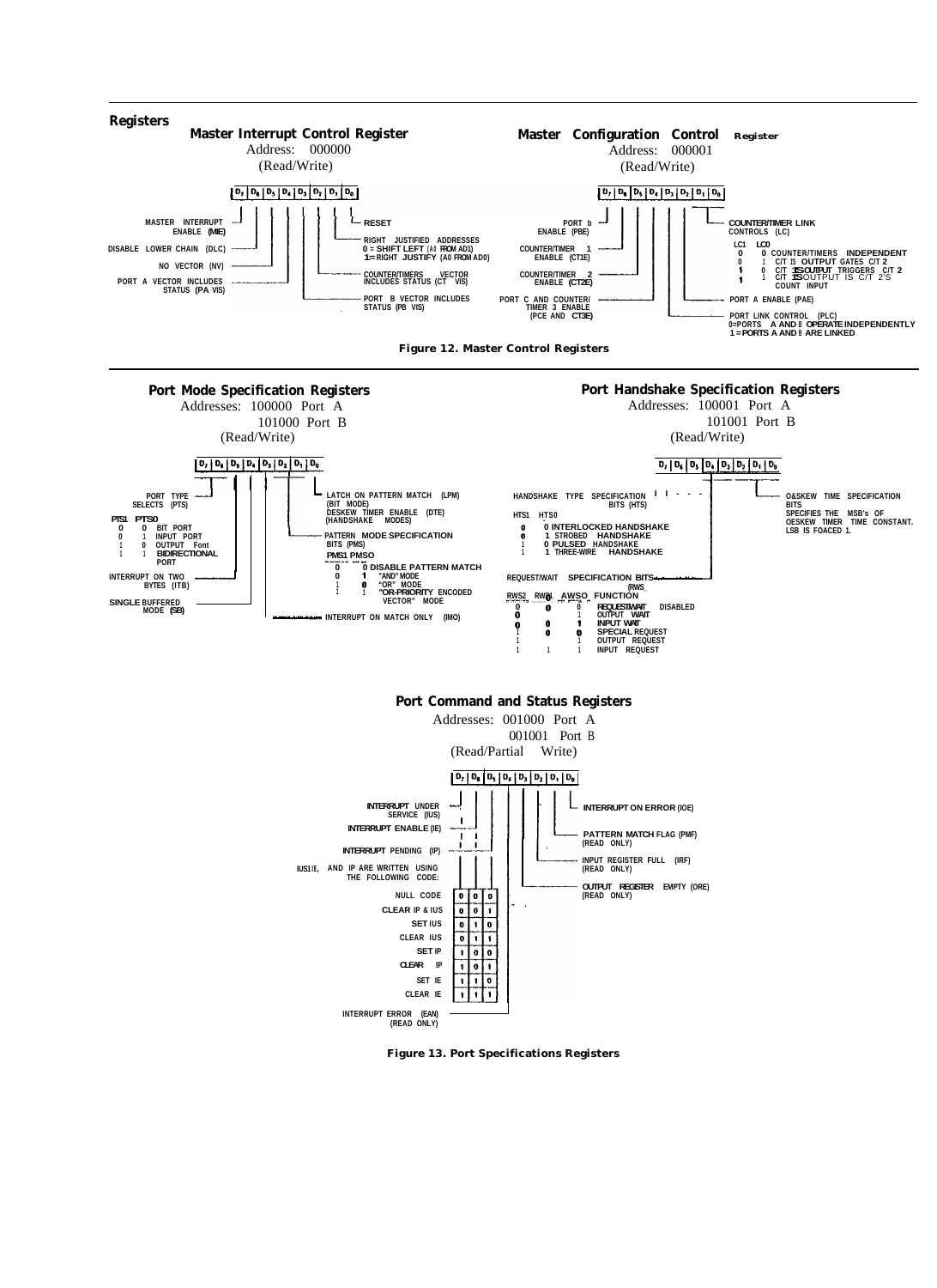## Registers

### Master Interrupt Control Register

Address: 000000
(Read/Write)

| $D_7$ | $D_6$ | $D_5$ | $D_4$ | $D_3$ | $D_2$ | $D_1$ | $D_0$ |
|---|---|---|---|---|---|---|---|

- MASTER INTERRUPT ENABLE (MIE)
- DISABLE LOWER CHAIN (DLC)
- NO VECTOR (NV)
- PORT A VECTOR INCLUDES STATUS (PA VIS)
- PORT B VECTOR INCLUDES STATUS (PB VIS)
- COUNTER/TIMERS VECTOR INCLUDES STATUS (CT VIS)
- RIGHT JUSTIFIED ADDRESSES
  - 0 = SHIFT LEFT (A0 FROM AD1)
  - 1 = RIGHT JUSTIFY (A0 FROM AD0)
- RESET

### Master Configuration Control Register

Address: 000001
(Read/Write)

| $D_7$ | $D_6$ | $D_5$ | $D_4$ | $D_3$ | $D_2$ | $D_1$ | $D_0$ |
|---|---|---|---|---|---|---|---|

- PORT B ENABLE (PBE)
- COUNTER/TIMER 1 ENABLE (CT1E)
- COUNTER/TIMER 2 ENABLE (CT2E)
- PORT C AND COUNTER/TIMER 3 ENABLE (PCE AND CT3E)
- PORT LINK CONTROL (PLC)
  - 0 = PORTS A AND B OPERATE INDEPENDENTLY
  - 1 = PORTS A AND B ARE LINKED
- PORT A ENABLE (PAE)
- COUNTER/TIMER LINK CONTROLS (LC)

| LC1 | LC0 | |
|---|---|---|
| 0 | 0 | COUNTER/TIMERS INDEPENDENT |
| 0 | 1 | C/T 1's OUTPUT GATES C/T 2 |
| 1 | 0 | C/T 1's OUTPUT TRIGGERS C/T 2 |
| 1 | 1 | C/T 1's OUTPUT IS C/T 2's COUNT INPUT |

Figure 12. Master Control Registers

### Port Mode Specification Registers

Addresses: 100000 Port A
101000 Port B
(Read/Write)

| $D_7$ | $D_6$ | $D_5$ | $D_4$ | $D_3$ | $D_2$ | $D_1$ | $D_0$ |
|---|---|---|---|---|---|---|---|

- PORT TYPE SELECTS (PTS)

| PTS1 | PTS0 | |
|---|---|---|
| 0 | 0 | BIT PORT |
| 0 | 1 | INPUT PORT |
| 1 | 0 | OUTPUT Port |
| 1 | 1 | BIDIRECTIONAL PORT |

- INTERRUPT ON TWO BYTES (ITB)
- SINGLE BUFFERED MODE (SB)
- INTERRUPT ON MATCH ONLY (IMO)
- PATTERN MODE SPECIFICATION BITS (PMS)

| PMS1 | PMS0 | |
|---|---|---|
| 0 | 0 | DISABLE PATTERN MATCH |
| 0 | 1 | "AND" MODE |
| 1 | 0 | "OR" MODE |
| 1 | 1 | "OR-PRIORITY ENCODED VECTOR" MODE |

- LATCH ON PATTERN MATCH (LPM) (BIT MODE)
- DESKEW TIMER ENABLE (DTE) (HANDSHAKE MODES)

### Port Handshake Specification Registers

Addresses: 100001 Port A
101001 Port B
(Read/Write)

| $D_7$ | $D_6$ | $D_5$ | $D_4$ | $D_3$ | $D_2$ | $D_1$ | $D_0$ |
|---|---|---|---|---|---|---|---|

- HANDSHAKE TYPE SPECIFICATION BITS (HTS)

| HTS1 | HTS0 | |
|---|---|---|
| 0 | 0 | INTERLOCKED HANDSHAKE |
| 0 | 1 | STROBED HANDSHAKE |
| 1 | 0 | PULSED HANDSHAKE |
| 1 | 1 | THREE-WIRE HANDSHAKE |

- REQUEST/WAIT SPECIFICATION BITS (RWS)

| RWS2 | RWS1 | RWS0 | FUNCTION |
|---|---|---|---|
| 0 | 0 | 0 | REQUEST/WAIT DISABLED |
| 0 | 0 | 1 | OUTPUT WAIT |
| 0 | 1 | 1 | INPUT WAIT |
| 1 | 0 | 0 | SPECIAL REQUEST |
| 1 | 0 | 1 | OUTPUT REQUEST |
| 1 | 1 | 1 | INPUT REQUEST |

- DESKEW TIME SPECIFICATION BITS
  SPECIFIES THE MSB's OF DESKEW TIMER TIME CONSTANT. LSB IS FORCED 1.

### Port Command and Status Registers

Addresses: 001000 Port A
001001 Port B
(Read/Partial Write)

| $D_7$ | $D_6$ | $D_5$ | $D_4$ | $D_3$ | $D_2$ | $D_1$ | $D_0$ |
|---|---|---|---|---|---|---|---|

- INTERRUPT UNDER SERVICE (IUS)
- INTERRUPT ENABLE (IE)
- INTERRUPT PENDING (IP)

IUS, IE, AND IP ARE WRITTEN USING THE FOLLOWING CODE:

| | | | |
|---|---|---|---|
| NULL CODE | 0 | 0 | 0 |
| CLEAR IP & IUS | 0 | 0 | 1 |
| SET IUS | 0 | 1 | 0 |
| CLEAR IUS | 0 | 1 | 1 |
| SET IP | 1 | 0 | 0 |
| CLEAR IP | 1 | 0 | 1 |
| SET IE | 1 | 1 | 0 |
| CLEAR IE | 1 | 1 | 1 |

- INTERRUPT ERROR (ERR) (READ ONLY)
- OUTPUT REGISTER EMPTY (ORE) (READ ONLY)
- INPUT REGISTER FULL (IRF) (READ ONLY)
- PATTERN MATCH FLAG (PMF) (READ ONLY)
- INTERRUPT ON ERROR (IOE)

Figure 13. Port Specifications Registers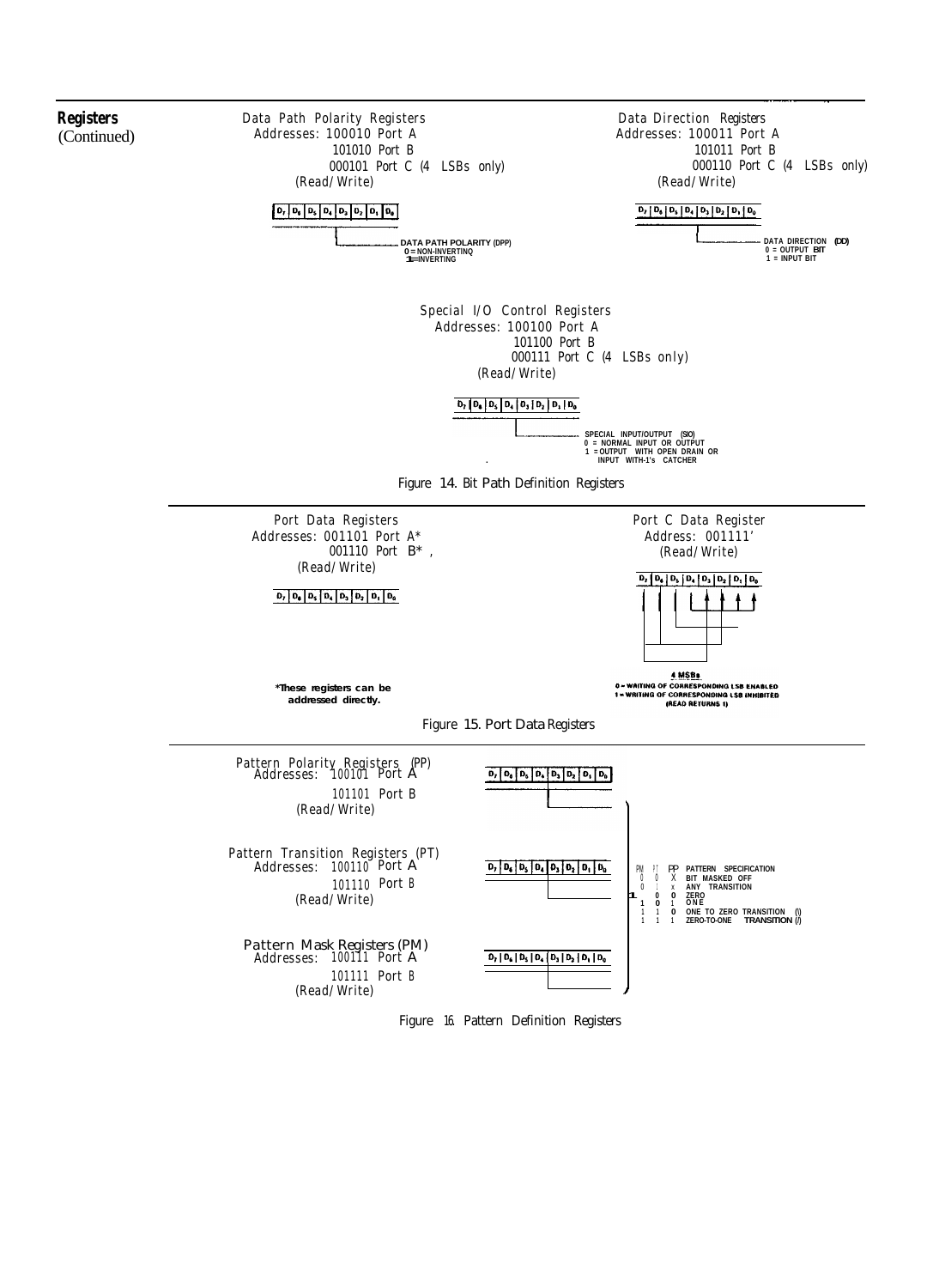## Registers (Continued)

**Data Path Polarity Registers**
Addresses: 100010 Port A
101010 Port B
000101 Port C (4 LSBs only)
(Read/Write)

| $D_7$ | $D_6$ | $D_5$ | $D_4$ | $D_3$ | $D_2$ | $D_1$ | $D_0$ |
|---|---|---|---|---|---|---|---|

DATA PATH POLARITY (DPP)
0 = NON-INVERTING
1 = INVERTING

**Data Direction Registers**
Addresses: 100011 Port A
101011 Port B
000110 Port C (4 LSBs only)
(Read/Write)

| $D_7$ | $D_6$ | $D_5$ | $D_4$ | $D_3$ | $D_2$ | $D_1$ | $D_0$ |
|---|---|---|---|---|---|---|---|

DATA DIRECTION (DD)
0 = OUTPUT BIT
1 = INPUT BIT

**Special I/O Control Registers**
Addresses: 100100 Port A
101100 Port B
000111 Port C (4 LSBs only)
(Read/Write)

| $D_7$ | $D_6$ | $D_5$ | $D_4$ | $D_3$ | $D_2$ | $D_1$ | $D_0$ |
|---|---|---|---|---|---|---|---|

SPECIAL INPUT/OUTPUT (SIO)
0 = NORMAL INPUT OR OUTPUT
1 = OUTPUT WITH OPEN DRAIN OR INPUT WITH 1's CATCHER

Figure 14. Bit Path Definition Registers

---

**Port Data Registers**
Addresses: 001101 Port A*
001110 Port B*
(Read/Write)

| $D_7$ | $D_6$ | $D_5$ | $D_4$ | $D_3$ | $D_2$ | $D_1$ | $D_0$ |
|---|---|---|---|---|---|---|---|

*These registers can be addressed directly.

**Port C Data Register**
Address: 001111
(Read/Write)

| $D_7$ | $D_6$ | $D_5$ | $D_4$ | $D_3$ | $D_2$ | $D_1$ | $D_0$ |
|---|---|---|---|---|---|---|---|

4 MSBs
0 = WRITING OF CORRESPONDING LSB ENABLED
1 = WRITING OF CORRESPONDING LSB INHIBITED (READ RETURNS 1)

Figure 15. Port Data Registers

---

**Pattern Polarity Registers (PP)**
Addresses: 100101 Port A
101101 Port B
(Read/Write)

**Pattern Transition Registers (PT)**
Addresses: 100110 Port A
101110 Port B
(Read/Write)

**Pattern Mask Registers (PM)**
Addresses: 100111 Port A
101111 Port B
(Read/Write)

| $D_7$ | $D_6$ | $D_5$ | $D_4$ | $D_3$ | $D_2$ | $D_1$ | $D_0$ |
|---|---|---|---|---|---|---|---|

| PM | PT | PP | PATTERN SPECIFICATION |
|---|---|---|---|
| 0 | 0 | X | BIT MASKED OFF |
| 0 | 1 | X | ANY TRANSITION |
| 1 | 0 | 0 | ZERO |
| 1 | 0 | 1 | ONE |
| 1 | 1 | 0 | ONE TO ZERO TRANSITION (↓) |
| 1 | 1 | 1 | ZERO-TO-ONE TRANSITION (↑) |

Figure 16. Pattern Definition Registers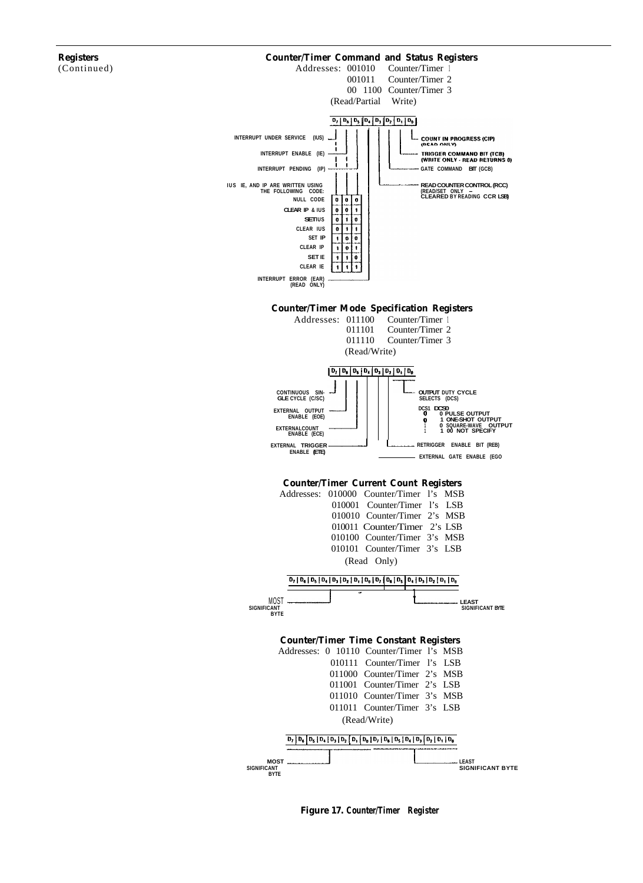**Registers**
(Continued)

### Counter/Timer Command and Status Registers

Addresses: 001010 Counter/Timer 1
001011 Counter/Timer 2
00 1100 Counter/Timer 3
(Read/Partial Write)

D7 | D6 | D5 | D4 | D3 | D2 | D1 | D0

INTERRUPT UNDER SERVICE (IUS)
INTERRUPT ENABLE (IE)
INTERRUPT PENDING (IP)

IUS IE, AND IP ARE WRITTEN USING THE FOLLOWING CODE:

| | | | |
|---|---|---|---|
| NULL CODE | 0 | 0 | 0 |
| CLEAR IP & IUS | 0 | 0 | 1 |
| SET IUS | 0 | 1 | 0 |
| CLEAR IUS | 0 | 1 | 1 |
| SET IP | 1 | 0 | 0 |
| CLEAR IP | 1 | 0 | 1 |
| SET IE | 1 | 1 | 0 |
| CLEAR IE | 1 | 1 | 1 |

INTERRUPT ERROR (EAR) (READ ONLY)

COUNT IN PROGRESS (CIP) (READ ONLY)
TRIGGER COMMAND BIT (TCB) (WRITE ONLY - READ RETURNS 0)
GATE COMMAND BIT (GCB)
READ COUNTER CONTROL (RCC) (READ/SET ONLY – CLEARED BY READING CCR LSB)

### Counter/Timer Mode Specification Registers

Addresses: 011100 Counter/Timer 1
011101 Counter/Timer 2
011110 Counter/Timer 3
(Read/Write)

D7 | D6 | D5 | D4 | D3 | D2 | D1 | D0

CONTINUOUS SINGLE CYCLE (C/SC)
EXTERNAL OUTPUT ENABLE (EOE)
EXTERNAL COUNT ENABLE (ECE)
EXTERNAL TRIGGER ENABLE (ETE)

OUTPUT DUTY CYCLE SELECTS (DCS)

| DCS1 | DCS0 | |
|---|---|---|
| 0 | 0 | PULSE OUTPUT |
| 0 | 1 | ONE-SHOT OUTPUT |
| 1 | 0 | SQUARE-WAVE OUTPUT |
| 1 | 1 | DO NOT SPECIFY |

RETRIGGER ENABLE BIT (REB)
EXTERNAL GATE ENABLE (EGE)

### Counter/Timer Current Count Registers

Addresses: 010000 Counter/Timer 1's MSB
010001 Counter/Timer 1's LSB
010010 Counter/Timer 2's MSB
010011 Counter/Timer 2's LSB
010100 Counter/Timer 3's MSB
010101 Counter/Timer 3's LSB
(Read Only)

D7 | D6 | D5 | D4 | D3 | D2 | D1 | D0 | D7 | D6 | D5 | D4 | D3 | D2 | D1 | D0

MOST SIGNIFICANT BYTE
LEAST SIGNIFICANT BYTE

### Counter/Timer Time Constant Registers

Addresses: 010110 Counter/Timer 1's MSB
010111 Counter/Timer 1's LSB
011000 Counter/Timer 2's MSB
011001 Counter/Timer 2's LSB
011010 Counter/Timer 3's MSB
011011 Counter/Timer 3's LSB
(Read/Write)

D7 | D6 | D5 | D4 | D3 | D2 | D1 | D0 | D7 | D6 | D5 | D4 | D3 | D2 | D1 | D0

MOST SIGNIFICANT BYTE
LEAST SIGNIFICANT BYTE

**Figure 17. Counter/Timer Register**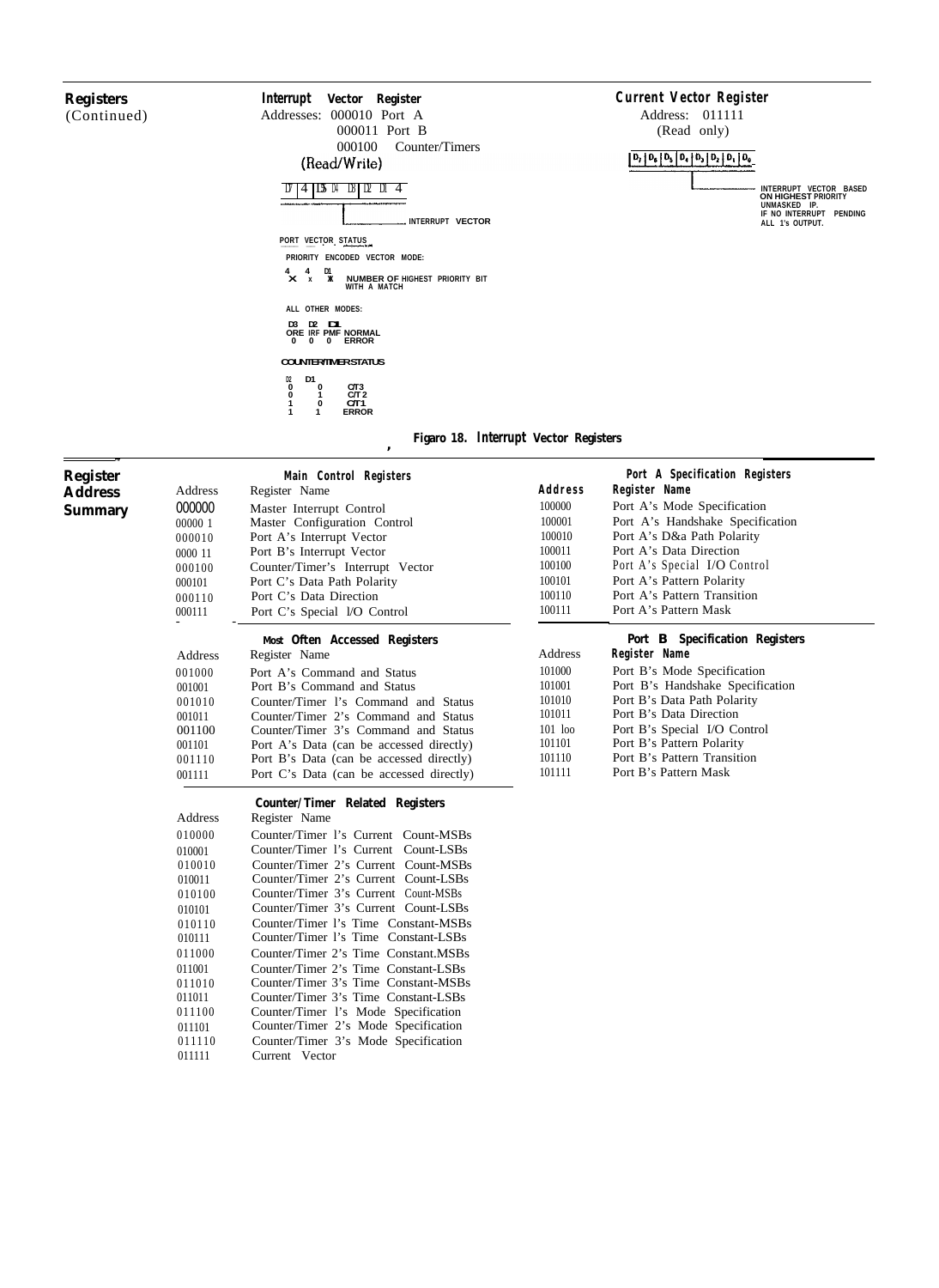## Registers (Continued)

### Interrupt Vector Register

Addresses: 000010 Port A
000011 Port B
000100 Counter/Timers
(Read/Write)

D7 D6 D5 D4 D3 D2 D1 D0

INTERRUPT VECTOR

PORT VECTOR STATUS

PRIORITY ENCODED VECTOR MODE:

| D3 | D2 | D1 | |
|---|---|---|---|
| X | X | X | NUMBER OF HIGHEST PRIORITY BIT WITH A MATCH |

ALL OTHER MODES:

| D3 | D2 | D1 | |
|---|---|---|---|
| ORE | IRF | PMF | NORMAL |
| 0 | 0 | 0 | ERROR |

COUNTER/TIMER STATUS

| D2 | D1 | |
|---|---|---|
| 0 | 0 | C/T3 |
| 0 | 1 | C/T2 |
| 1 | 0 | C/T1 |
| 1 | 1 | ERROR |

### Current Vector Register

Address: 011111
(Read only)

D7 D6 D5 D4 D3 D2 D1 D0

INTERRUPT VECTOR BASED ON HIGHEST PRIORITY UNMASKED IP. IF NO INTERRUPT PENDING ALL 1's OUTPUT.

Figure 18. Interrupt Vector Registers

## Register Address Summary

### Main Control Registers

| Address | Register Name |
|---|---|
| 000000 | Master Interrupt Control |
| 000001 | Master Configuration Control |
| 000010 | Port A's Interrupt Vector |
| 000011 | Port B's Interrupt Vector |
| 000100 | Counter/Timer's Interrupt Vector |
| 000101 | Port C's Data Path Polarity |
| 000110 | Port C's Data Direction |
| 000111 | Port C's Special I/O Control |

### Most Often Accessed Registers

| Address | Register Name |
|---|---|
| 001000 | Port A's Command and Status |
| 001001 | Port B's Command and Status |
| 001010 | Counter/Timer 1's Command and Status |
| 001011 | Counter/Timer 2's Command and Status |
| 001100 | Counter/Timer 3's Command and Status |
| 001101 | Port A's Data (can be accessed directly) |
| 001110 | Port B's Data (can be accessed directly) |
| 001111 | Port C's Data (can be accessed directly) |

### Counter/Timer Related Registers

| Address | Register Name |
|---|---|
| 010000 | Counter/Timer 1's Current Count-MSBs |
| 010001 | Counter/Timer 1's Current Count-LSBs |
| 010010 | Counter/Timer 2's Current Count-MSBs |
| 010011 | Counter/Timer 2's Current Count-LSBs |
| 010100 | Counter/Timer 3's Current Count-MSBs |
| 010101 | Counter/Timer 3's Current Count-LSBs |
| 010110 | Counter/Timer 1's Time Constant-MSBs |
| 010111 | Counter/Timer 1's Time Constant-LSBs |
| 011000 | Counter/Timer 2's Time Constant-MSBs |
| 011001 | Counter/Timer 2's Time Constant-LSBs |
| 011010 | Counter/Timer 3's Time Constant-MSBs |
| 011011 | Counter/Timer 3's Time Constant-LSBs |
| 011100 | Counter/Timer 1's Mode Specification |
| 011101 | Counter/Timer 2's Mode Specification |
| 011110 | Counter/Timer 3's Mode Specification |
| 011111 | Current Vector |

### Port A Specification Registers

| Address | Register Name |
|---|---|
| 100000 | Port A's Mode Specification |
| 100001 | Port A's Handshake Specification |
| 100010 | Port A's Data Path Polarity |
| 100011 | Port A's Data Direction |
| 100100 | Port A's Special I/O Control |
| 100101 | Port A's Pattern Polarity |
| 100110 | Port A's Pattern Transition |
| 100111 | Port A's Pattern Mask |

### Port B Specification Registers

| Address | Register Name |
|---|---|
| 101000 | Port B's Mode Specification |
| 101001 | Port B's Handshake Specification |
| 101010 | Port B's Data Path Polarity |
| 101011 | Port B's Data Direction |
| 101100 | Port B's Special I/O Control |
| 101101 | Port B's Pattern Polarity |
| 101110 | Port B's Pattern Transition |
| 101111 | Port B's Pattern Mask |